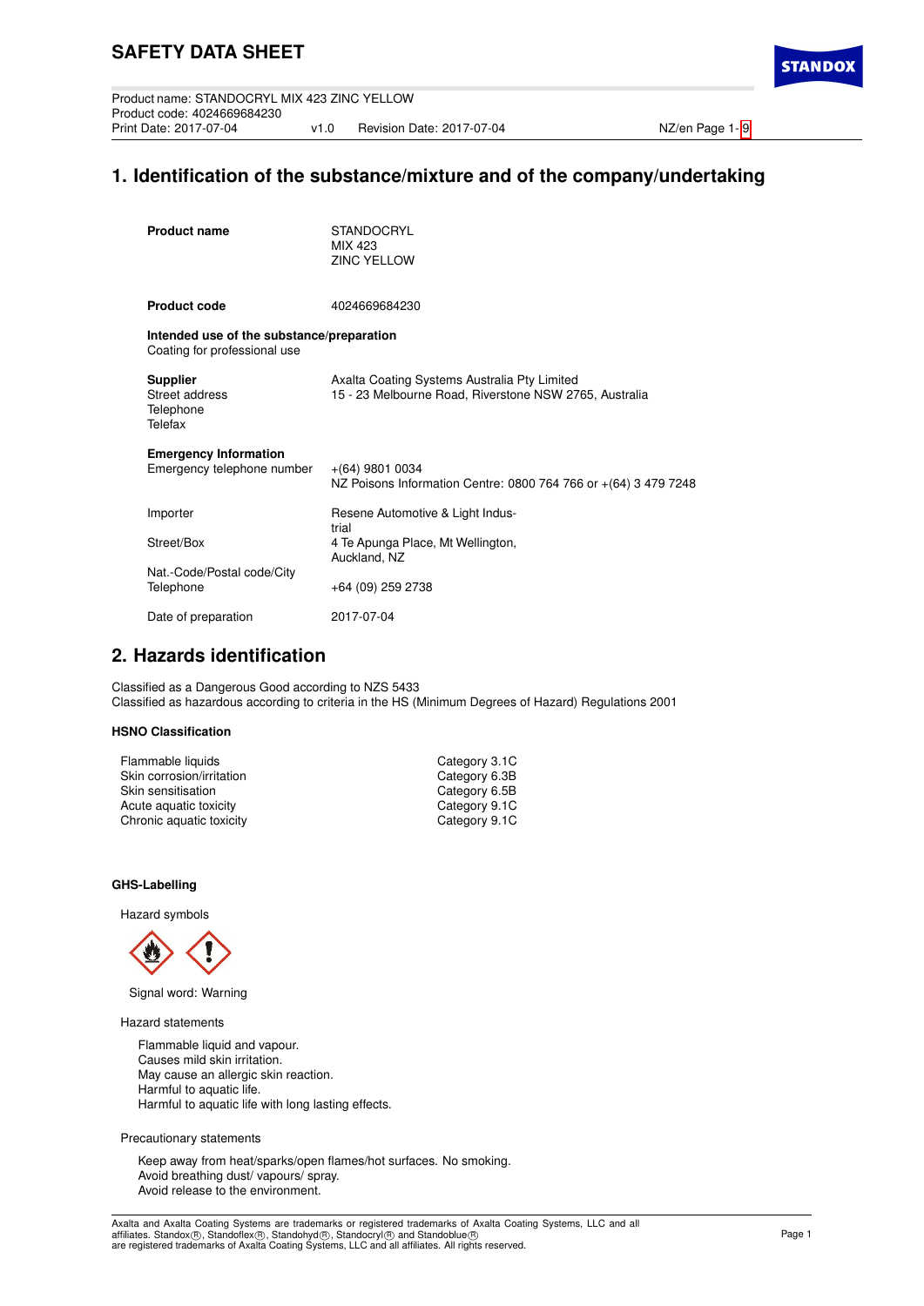# SAFETY DATA SHEET

Product name: STANDOCRYL MIX 423 ZINC YELLOW
Product code: 4024669684230
Print Date: 2017-07-04 v1.0 Revision Date: 2017-07-04

## 1. Identification of the substance/mixture and of the company/undertaking

**Product name** STANDOCRYL MIX 423 ZINC YELLOW

**Product code** 4024669684230

**Intended use of the substance/preparation**
Coating for professional use

**Supplier** Axalta Coating Systems Australia Pty Limited
Street address 15 - 23 Melbourne Road, Riverstone NSW 2765, Australia
Telephone
Telefax

**Emergency Information**
Emergency telephone number +(64) 9801 0034
NZ Poisons Information Centre: 0800 764 766 or +(64) 3 479 7248

Importer Resene Automotive & Light Industrial
Street/Box 4 Te Apunga Place, Mt Wellington, Auckland, NZ
Nat.-Code/Postal code/City
Telephone +64 (09) 259 2738

Date of preparation 2017-07-04

## 2. Hazards identification

Classified as a Dangerous Good according to NZS 5433
Classified as hazardous according to criteria in the HS (Minimum Degrees of Hazard) Regulations 2001

### HSNO Classification

| | |
|---|---|
| Flammable liquids | Category 3.1C |
| Skin corrosion/irritation | Category 6.3B |
| Skin sensitisation | Category 6.5B |
| Acute aquatic toxicity | Category 9.1C |
| Chronic aquatic toxicity | Category 9.1C |

### GHS-Labelling

Hazard symbols

Signal word: Warning

Hazard statements

Flammable liquid and vapour.
Causes mild skin irritation.
May cause an allergic skin reaction.
Harmful to aquatic life.
Harmful to aquatic life with long lasting effects.

Precautionary statements

Keep away from heat/sparks/open flames/hot surfaces. No smoking.
Avoid breathing dust/ vapours/ spray.
Avoid release to the environment.

Axalta and Axalta Coating Systems are trademarks or registered trademarks of Axalta Coating Systems, LLC and all affiliates. Standox®, Standoflex®, Standohyd®, Standocryl® and Standoblue® are registered trademarks of Axalta Coating Systems, LLC and all affiliates. All rights reserved.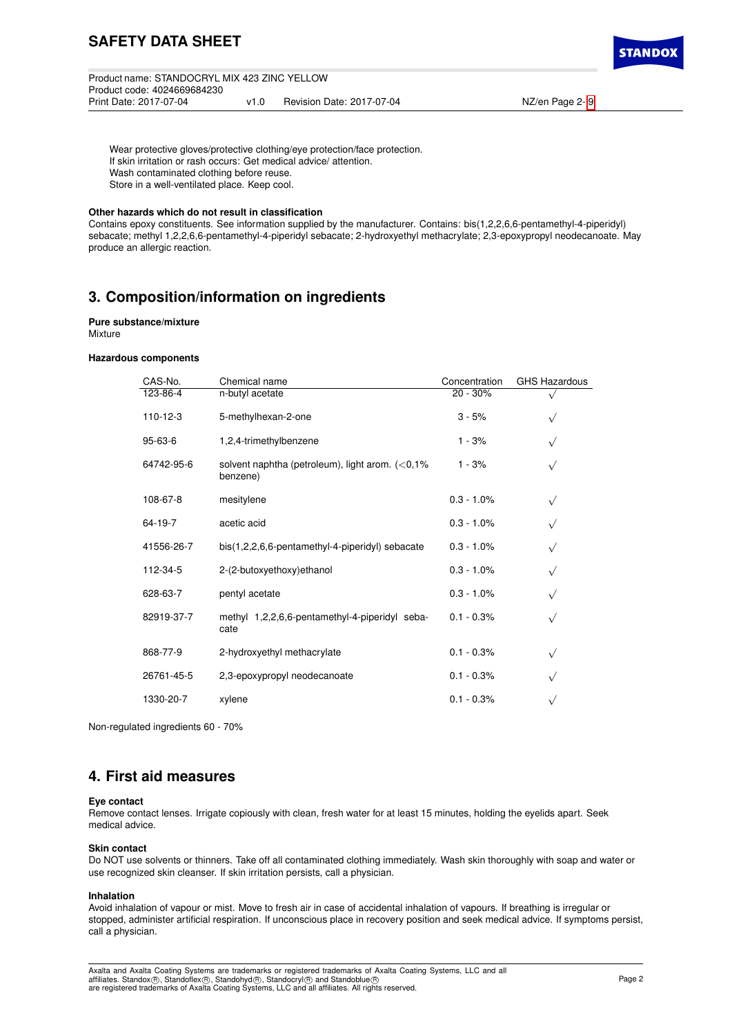Wear protective gloves/protective clothing/eye protection/face protection.
If skin irritation or rash occurs: Get medical advice/ attention.
Wash contaminated clothing before reuse.
Store in a well-ventilated place. Keep cool.

**Other hazards which do not result in classification**

Contains epoxy constituents. See information supplied by the manufacturer. Contains: bis(1,2,2,6,6-pentamethyl-4-piperidyl) sebacate; methyl 1,2,2,6,6-pentamethyl-4-piperidyl sebacate; 2-hydroxyethyl methacrylate; 2,3-epoxypropyl neodecanoate. May produce an allergic reaction.

## 3. Composition/information on ingredients

**Pure substance/mixture**

Mixture

**Hazardous components**

| CAS-No. | Chemical name | Concentration | GHS Hazardous |
|---|---|---|---|
| 123-86-4 | n-butyl acetate | 20 - 30% | √ |
| 110-12-3 | 5-methylhexan-2-one | 3 - 5% | √ |
| 95-63-6 | 1,2,4-trimethylbenzene | 1 - 3% | √ |
| 64742-95-6 | solvent naphtha (petroleum), light arom. (<0,1% benzene) | 1 - 3% | √ |
| 108-67-8 | mesitylene | 0.3 - 1.0% | √ |
| 64-19-7 | acetic acid | 0.3 - 1.0% | √ |
| 41556-26-7 | bis(1,2,2,6,6-pentamethyl-4-piperidyl) sebacate | 0.3 - 1.0% | √ |
| 112-34-5 | 2-(2-butoxyethoxy)ethanol | 0.3 - 1.0% | √ |
| 628-63-7 | pentyl acetate | 0.3 - 1.0% | √ |
| 82919-37-7 | methyl 1,2,2,6,6-pentamethyl-4-piperidyl sebacate | 0.1 - 0.3% | √ |
| 868-77-9 | 2-hydroxyethyl methacrylate | 0.1 - 0.3% | √ |
| 26761-45-5 | 2,3-epoxypropyl neodecanoate | 0.1 - 0.3% | √ |
| 1330-20-7 | xylene | 0.1 - 0.3% | √ |

Non-regulated ingredients 60 - 70%

## 4. First aid measures

**Eye contact**

Remove contact lenses. Irrigate copiously with clean, fresh water for at least 15 minutes, holding the eyelids apart. Seek medical advice.

**Skin contact**

Do NOT use solvents or thinners. Take off all contaminated clothing immediately. Wash skin thoroughly with soap and water or use recognized skin cleanser. If skin irritation persists, call a physician.

**Inhalation**

Avoid inhalation of vapour or mist. Move to fresh air in case of accidental inhalation of vapours. If breathing is irregular or stopped, administer artificial respiration. If unconscious place in recovery position and seek medical advice. If symptoms persist, call a physician.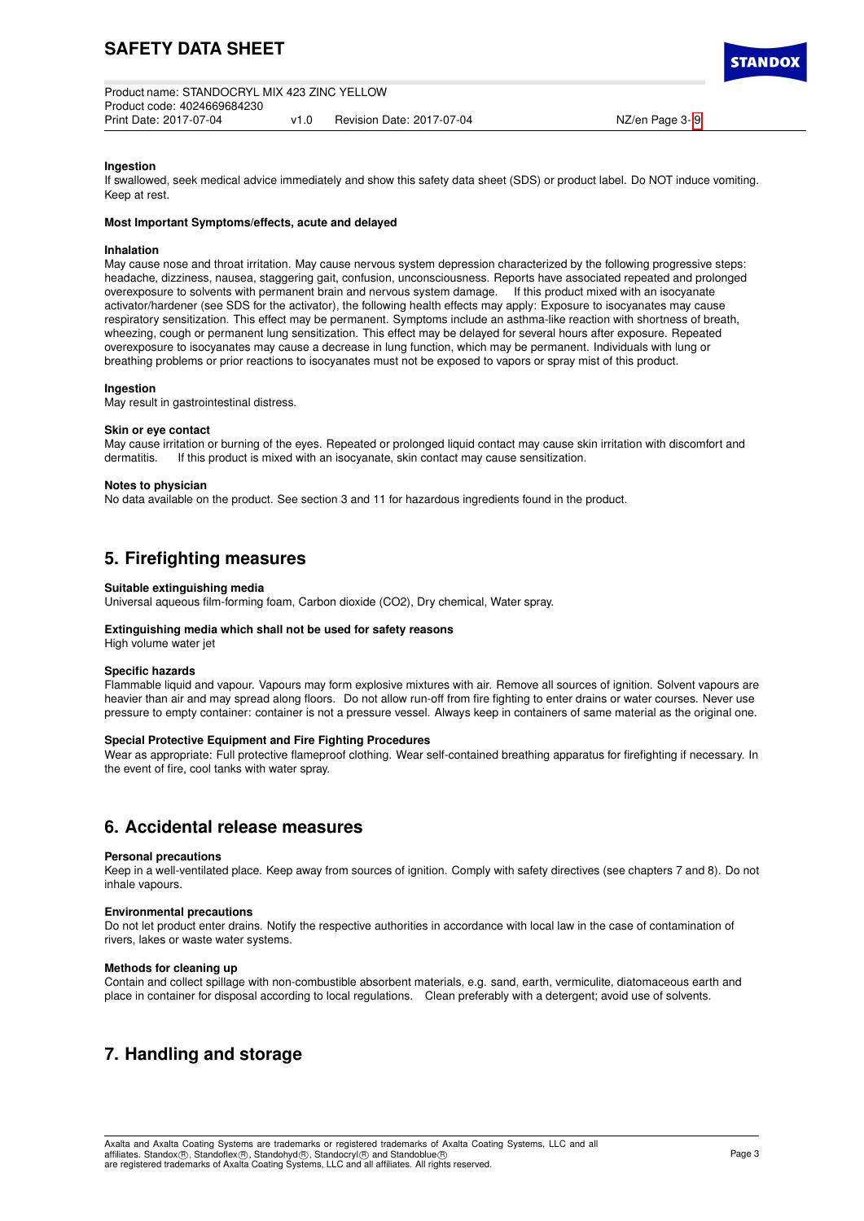**Ingestion**

If swallowed, seek medical advice immediately and show this safety data sheet (SDS) or product label. Do NOT induce vomiting. Keep at rest.

**Most Important Symptoms/effects, acute and delayed**

**Inhalation**

May cause nose and throat irritation. May cause nervous system depression characterized by the following progressive steps: headache, dizziness, nausea, staggering gait, confusion, unconsciousness. Reports have associated repeated and prolonged overexposure to solvents with permanent brain and nervous system damage. If this product mixed with an isocyanate activator/hardener (see SDS for the activator), the following health effects may apply: Exposure to isocyanates may cause respiratory sensitization. This effect may be permanent. Symptoms include an asthma-like reaction with shortness of breath, wheezing, cough or permanent lung sensitization. This effect may be delayed for several hours after exposure. Repeated overexposure to isocyanates may cause a decrease in lung function, which may be permanent. Individuals with lung or breathing problems or prior reactions to isocyanates must not be exposed to vapors or spray mist of this product.

**Ingestion**

May result in gastrointestinal distress.

**Skin or eye contact**

May cause irritation or burning of the eyes. Repeated or prolonged liquid contact may cause skin irritation with discomfort and dermatitis. If this product is mixed with an isocyanate, skin contact may cause sensitization.

**Notes to physician**

No data available on the product. See section 3 and 11 for hazardous ingredients found in the product.

## 5. Firefighting measures

**Suitable extinguishing media**

Universal aqueous film-forming foam, Carbon dioxide ($CO_2$), Dry chemical, Water spray.

**Extinguishing media which shall not be used for safety reasons**

High volume water jet

**Specific hazards**

Flammable liquid and vapour. Vapours may form explosive mixtures with air. Remove all sources of ignition. Solvent vapours are heavier than air and may spread along floors. Do not allow run-off from fire fighting to enter drains or water courses. Never use pressure to empty container: container is not a pressure vessel. Always keep in containers of same material as the original one.

**Special Protective Equipment and Fire Fighting Procedures**

Wear as appropriate: Full protective flameproof clothing. Wear self-contained breathing apparatus for firefighting if necessary. In the event of fire, cool tanks with water spray.

## 6. Accidental release measures

**Personal precautions**

Keep in a well-ventilated place. Keep away from sources of ignition. Comply with safety directives (see chapters 7 and 8). Do not inhale vapours.

**Environmental precautions**

Do not let product enter drains. Notify the respective authorities in accordance with local law in the case of contamination of rivers, lakes or waste water systems.

**Methods for cleaning up**

Contain and collect spillage with non-combustible absorbent materials, e.g. sand, earth, vermiculite, diatomaceous earth and place in container for disposal according to local regulations. Clean preferably with a detergent; avoid use of solvents.

## 7. Handling and storage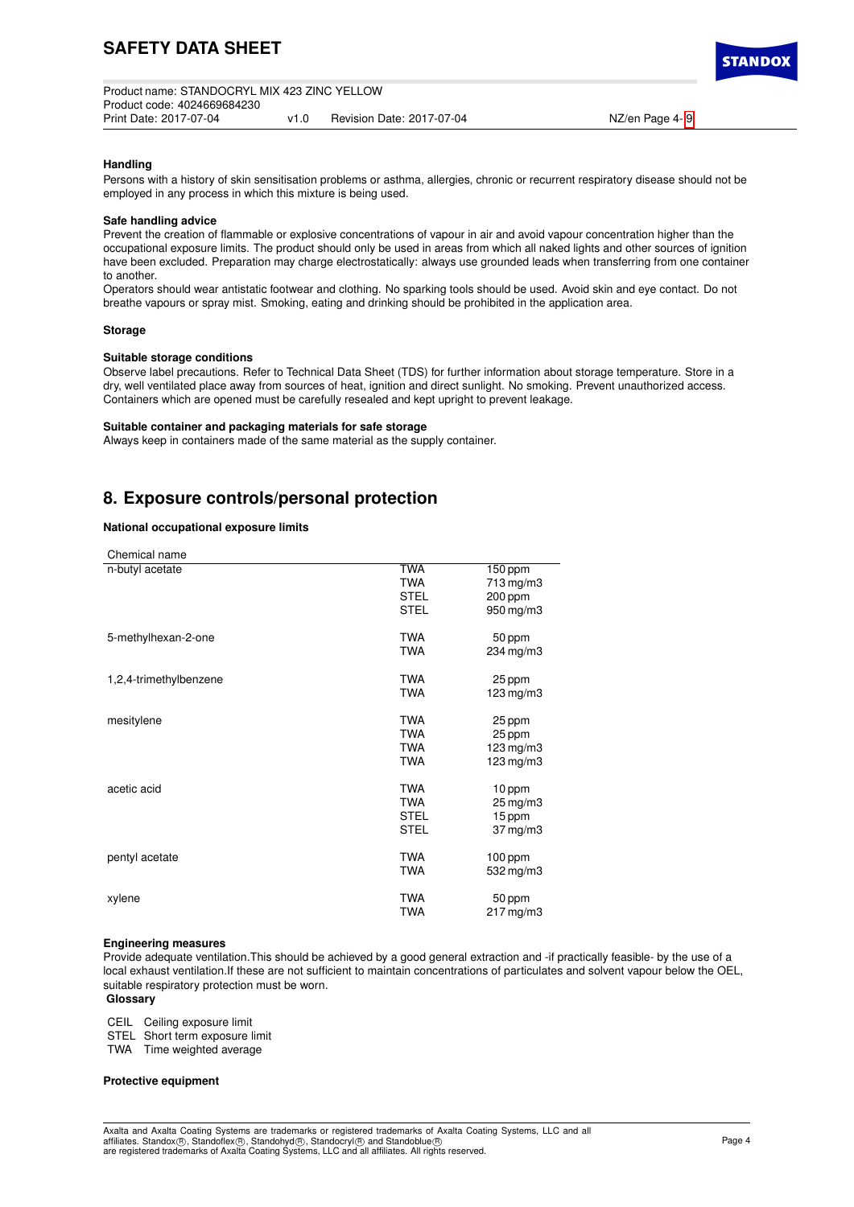#### Handling

Persons with a history of skin sensitisation problems or asthma, allergies, chronic or recurrent respiratory disease should not be employed in any process in which this mixture is being used.

#### Safe handling advice

Prevent the creation of flammable or explosive concentrations of vapour in air and avoid vapour concentration higher than the occupational exposure limits. The product should only be used in areas from which all naked lights and other sources of ignition have been excluded. Preparation may charge electrostatically: always use grounded leads when transferring from one container to another.

Operators should wear antistatic footwear and clothing. No sparking tools should be used. Avoid skin and eye contact. Do not breathe vapours or spray mist. Smoking, eating and drinking should be prohibited in the application area.

#### Storage

#### Suitable storage conditions

Observe label precautions. Refer to Technical Data Sheet (TDS) for further information about storage temperature. Store in a dry, well ventilated place away from sources of heat, ignition and direct sunlight. No smoking. Prevent unauthorized access. Containers which are opened must be carefully resealed and kept upright to prevent leakage.

#### Suitable container and packaging materials for safe storage

Always keep in containers made of the same material as the supply container.

## 8. Exposure controls/personal protection

#### National occupational exposure limits

| Chemical name | | |
|---|---|---|
| n-butyl acetate | TWA | 150 ppm |
| | TWA | 713 mg/m3 |
| | STEL | 200 ppm |
| | STEL | 950 mg/m3 |
| 5-methylhexan-2-one | TWA | 50 ppm |
| | TWA | 234 mg/m3 |
| 1,2,4-trimethylbenzene | TWA | 25 ppm |
| | TWA | 123 mg/m3 |
| mesitylene | TWA | 25 ppm |
| | TWA | 25 ppm |
| | TWA | 123 mg/m3 |
| | TWA | 123 mg/m3 |
| acetic acid | TWA | 10 ppm |
| | TWA | 25 mg/m3 |
| | STEL | 15 ppm |
| | STEL | 37 mg/m3 |
| pentyl acetate | TWA | 100 ppm |
| | TWA | 532 mg/m3 |
| xylene | TWA | 50 ppm |
| | TWA | 217 mg/m3 |

#### Engineering measures

Provide adequate ventilation.This should be achieved by a good general extraction and -if practically feasible- by the use of a local exhaust ventilation.If these are not sufficient to maintain concentrations of particulates and solvent vapour below the OEL, suitable respiratory protection must be worn.

**Glossary**

- CEIL Ceiling exposure limit
- STEL Short term exposure limit
- TWA Time weighted average

#### Protective equipment

Axalta and Axalta Coating Systems are trademarks or registered trademarks of Axalta Coating Systems, LLC and all affiliates. Standox®, Standoflex®, Standohyd®, Standocryl® and Standoblue® are registered trademarks of Axalta Coating Systems, LLC and all affiliates. All rights reserved.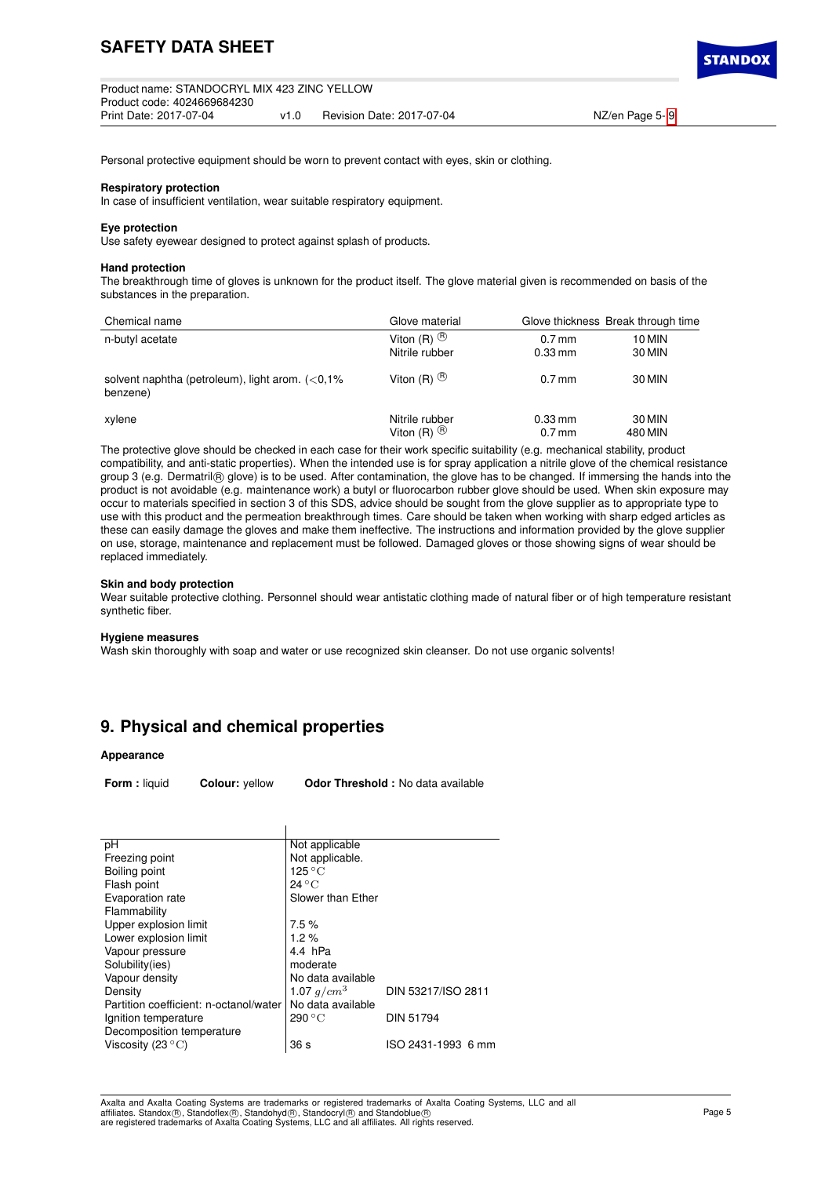Personal protective equipment should be worn to prevent contact with eyes, skin or clothing.

**Respiratory protection**
In case of insufficient ventilation, wear suitable respiratory equipment.

**Eye protection**
Use safety eyewear designed to protect against splash of products.

**Hand protection**
The breakthrough time of gloves is unknown for the product itself. The glove material given is recommended on basis of the substances in the preparation.

| Chemical name | Glove material | Glove thickness | Break through time |
|---|---|---|---|
| n-butyl acetate | Viton (R) ® | 0.7 mm | 10 MIN |
| | Nitrile rubber | 0.33 mm | 30 MIN |
| solvent naphtha (petroleum), light arom. (<0,1% benzene) | Viton (R) ® | 0.7 mm | 30 MIN |
| xylene | Nitrile rubber | 0.33 mm | 30 MIN |
| | Viton (R) ® | 0.7 mm | 480 MIN |

The protective glove should be checked in each case for their work specific suitability (e.g. mechanical stability, product compatibility, and anti-static properties). When the intended use is for spray application a nitrile glove of the chemical resistance group 3 (e.g. Dermatril® glove) is to be used. After contamination, the glove has to be changed. If immersing the hands into the product is not avoidable (e.g. maintenance work) a butyl or fluorocarbon rubber glove should be used. When skin exposure may occur to materials specified in section 3 of this SDS, advice should be sought from the glove supplier as to appropriate type to use with this product and the permeation breakthrough times. Care should be taken when working with sharp edged articles as these can easily damage the gloves and make them ineffective. The instructions and information provided by the glove supplier on use, storage, maintenance and replacement must be followed. Damaged gloves or those showing signs of wear should be replaced immediately.

**Skin and body protection**
Wear suitable protective clothing. Personnel should wear antistatic clothing made of natural fiber or of high temperature resistant synthetic fiber.

**Hygiene measures**
Wash skin thoroughly with soap and water or use recognized skin cleanser. Do not use organic solvents!

## 9. Physical and chemical properties

**Appearance**

**Form :** liquid **Colour:** yellow **Odor Threshold :** No data available

| | | |
|---|---|---|
| pH | Not applicable | |
| Freezing point | Not applicable. | |
| Boiling point | 125 °C | |
| Flash point | 24 °C | |
| Evaporation rate | Slower than Ether | |
| Flammability | | |
| Upper explosion limit | 7.5 % | |
| Lower explosion limit | 1.2 % | |
| Vapour pressure | 4.4 hPa | |
| Solubility(ies) | moderate | |
| Vapour density | No data available | |
| Density | 1.07 $g/cm^3$ | DIN 53217/ISO 2811 |
| Partition coefficient: n-octanol/water | No data available | |
| Ignition temperature | 290 °C | DIN 51794 |
| Decomposition temperature | | |
| Viscosity (23 °C) | 36 s | ISO 2431-1993 6 mm |

Axalta and Axalta Coating Systems are trademarks or registered trademarks of Axalta Coating Systems, LLC and all affiliates. Standox®, Standoflex®, Standohyd®, Standocryl® and Standoblue® are registered trademarks of Axalta Coating Systems, LLC and all affiliates. All rights reserved.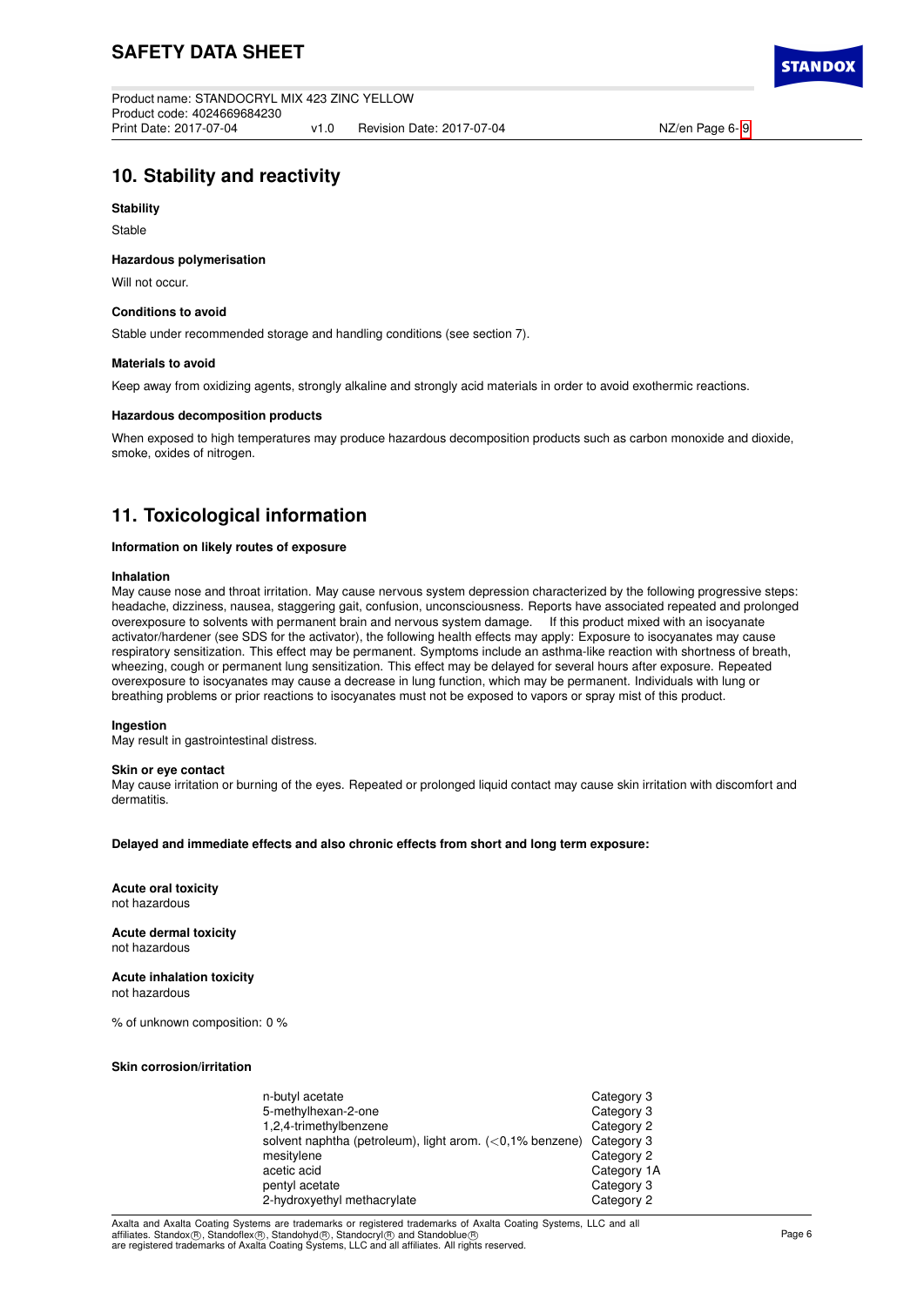## 10. Stability and reactivity

**Stability**

Stable

**Hazardous polymerisation**

Will not occur.

**Conditions to avoid**

Stable under recommended storage and handling conditions (see section 7).

**Materials to avoid**

Keep away from oxidizing agents, strongly alkaline and strongly acid materials in order to avoid exothermic reactions.

**Hazardous decomposition products**

When exposed to high temperatures may produce hazardous decomposition products such as carbon monoxide and dioxide, smoke, oxides of nitrogen.

## 11. Toxicological information

**Information on likely routes of exposure**

**Inhalation**

May cause nose and throat irritation. May cause nervous system depression characterized by the following progressive steps: headache, dizziness, nausea, staggering gait, confusion, unconsciousness. Reports have associated repeated and prolonged overexposure to solvents with permanent brain and nervous system damage. If this product mixed with an isocyanate activator/hardener (see SDS for the activator), the following health effects may apply: Exposure to isocyanates may cause respiratory sensitization. This effect may be permanent. Symptoms include an asthma-like reaction with shortness of breath, wheezing, cough or permanent lung sensitization. This effect may be delayed for several hours after exposure. Repeated overexposure to isocyanates may cause a decrease in lung function, which may be permanent. Individuals with lung or breathing problems or prior reactions to isocyanates must not be exposed to vapors or spray mist of this product.

**Ingestion**

May result in gastrointestinal distress.

**Skin or eye contact**

May cause irritation or burning of the eyes. Repeated or prolonged liquid contact may cause skin irritation with discomfort and dermatitis.

**Delayed and immediate effects and also chronic effects from short and long term exposure:**

**Acute oral toxicity**

not hazardous

**Acute dermal toxicity**

not hazardous

**Acute inhalation toxicity**

not hazardous

% of unknown composition: 0 %

**Skin corrosion/irritation**

| | |
|---|---|
| n-butyl acetate | Category 3 |
| 5-methylhexan-2-one | Category 3 |
| 1,2,4-trimethylbenzene | Category 2 |
| solvent naphtha (petroleum), light arom. (<0,1% benzene) | Category 3 |
| mesitylene | Category 2 |
| acetic acid | Category 1A |
| pentyl acetate | Category 3 |
| 2-hydroxyethyl methacrylate | Category 2 |

Axalta and Axalta Coating Systems are trademarks or registered trademarks of Axalta Coating Systems, LLC and all affiliates. Standox®, Standoflex®, Standohyd®, Standocryl® and Standoblue® are registered trademarks of Axalta Coating Systems, LLC and all affiliates. All rights reserved.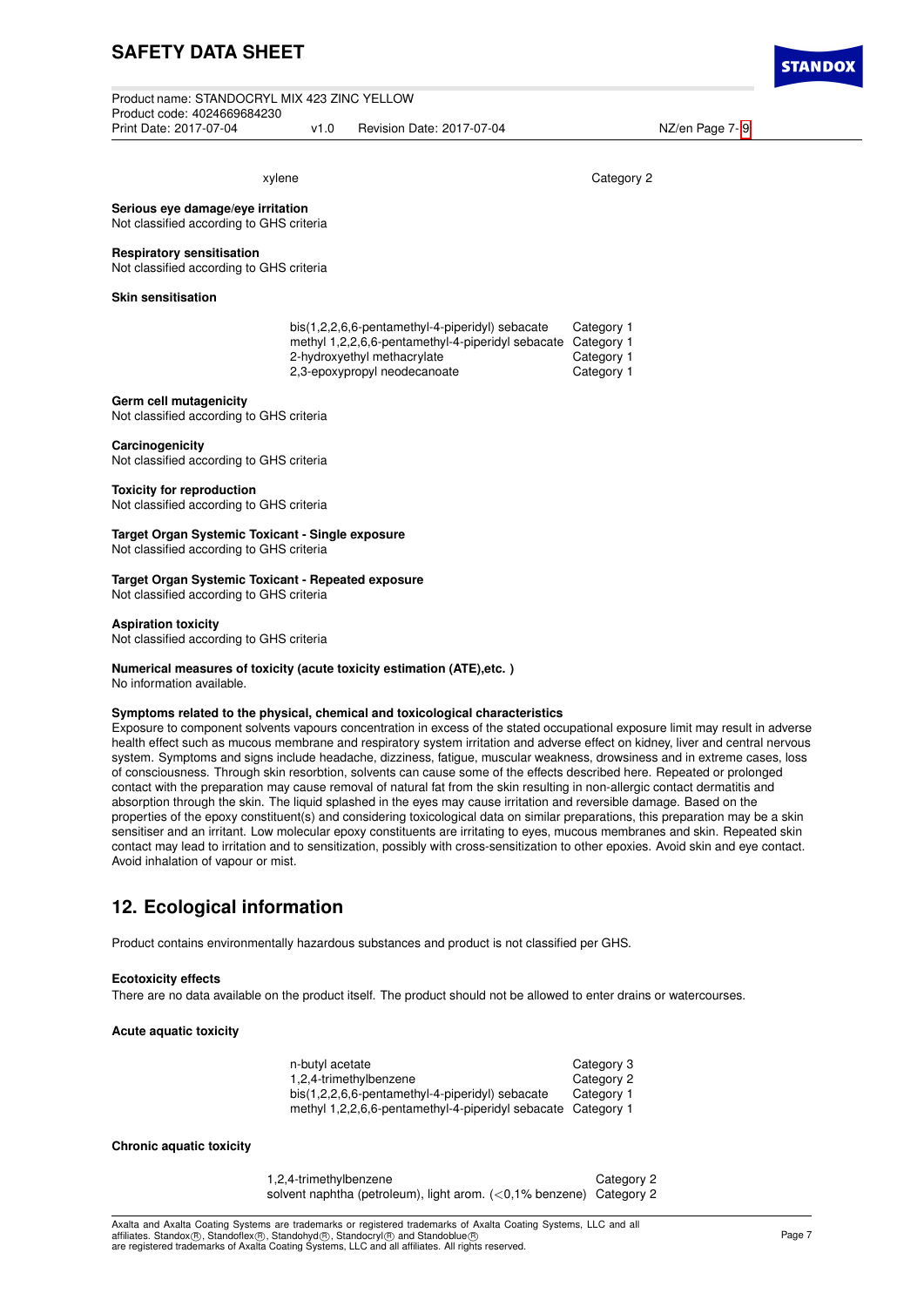| | |
|---|---|
| xylene | Category 2 |

**Serious eye damage/eye irritation**
Not classified according to GHS criteria

**Respiratory sensitisation**
Not classified according to GHS criteria

**Skin sensitisation**

| | |
|---|---|
| bis(1,2,2,6,6-pentamethyl-4-piperidyl) sebacate | Category 1 |
| methyl 1,2,2,6,6-pentamethyl-4-piperidyl sebacate | Category 1 |
| 2-hydroxyethyl methacrylate | Category 1 |
| 2,3-epoxypropyl neodecanoate | Category 1 |

**Germ cell mutagenicity**
Not classified according to GHS criteria

**Carcinogenicity**
Not classified according to GHS criteria

**Toxicity for reproduction**
Not classified according to GHS criteria

**Target Organ Systemic Toxicant - Single exposure**
Not classified according to GHS criteria

**Target Organ Systemic Toxicant - Repeated exposure**
Not classified according to GHS criteria

**Aspiration toxicity**
Not classified according to GHS criteria

**Numerical measures of toxicity (acute toxicity estimation (ATE),etc. )**
No information available.

**Symptoms related to the physical, chemical and toxicological characteristics**
Exposure to component solvents vapours concentration in excess of the stated occupational exposure limit may result in adverse health effect such as mucous membrane and respiratory system irritation and adverse effect on kidney, liver and central nervous system. Symptoms and signs include headache, dizziness, fatigue, muscular weakness, drowsiness and in extreme cases, loss of consciousness. Through skin resorbtion, solvents can cause some of the effects described here. Repeated or prolonged contact with the preparation may cause removal of natural fat from the skin resulting in non-allergic contact dermatitis and absorption through the skin. The liquid splashed in the eyes may cause irritation and reversible damage. Based on the properties of the epoxy constituent(s) and considering toxicological data on similar preparations, this preparation may be a skin sensitiser and an irritant. Low molecular epoxy constituents are irritating to eyes, mucous membranes and skin. Repeated skin contact may lead to irritation and to sensitization, possibly with cross-sensitization to other epoxies. Avoid skin and eye contact. Avoid inhalation of vapour or mist.

## 12. Ecological information

Product contains environmentally hazardous substances and product is not classified per GHS.

**Ecotoxicity effects**
There are no data available on the product itself. The product should not be allowed to enter drains or watercourses.

**Acute aquatic toxicity**

| | |
|---|---|
| n-butyl acetate | Category 3 |
| 1,2,4-trimethylbenzene | Category 2 |
| bis(1,2,2,6,6-pentamethyl-4-piperidyl) sebacate | Category 1 |
| methyl 1,2,2,6,6-pentamethyl-4-piperidyl sebacate | Category 1 |

**Chronic aquatic toxicity**

| | |
|---|---|
| 1,2,4-trimethylbenzene | Category 2 |
| solvent naphtha (petroleum), light arom. (<0,1% benzene) | Category 2 |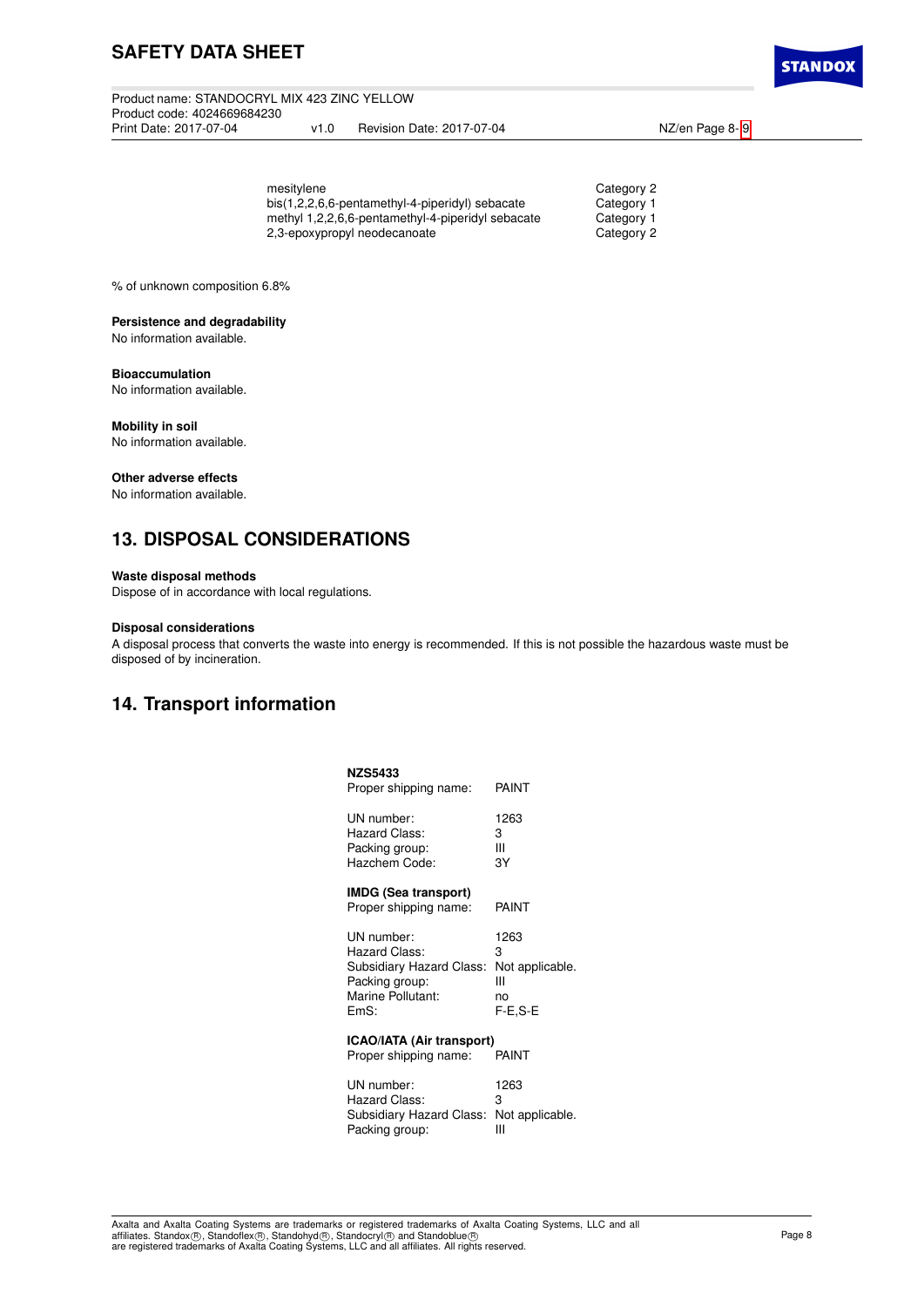| | |
|---|---|
| mesitylene | Category 2 |
| bis(1,2,2,6,6-pentamethyl-4-piperidyl) sebacate | Category 1 |
| methyl 1,2,2,6,6-pentamethyl-4-piperidyl sebacate | Category 1 |
| 2,3-epoxypropyl neodecanoate | Category 2 |

% of unknown composition 6.8%

**Persistence and degradability**
No information available.

**Bioaccumulation**
No information available.

**Mobility in soil**
No information available.

**Other adverse effects**
No information available.

## 13. DISPOSAL CONSIDERATIONS

**Waste disposal methods**
Dispose of in accordance with local regulations.

**Disposal considerations**
A disposal process that converts the waste into energy is recommended. If this is not possible the hazardous waste must be disposed of by incineration.

## 14. Transport information

**NZS5433**

| | |
|---|---|
| Proper shipping name: | PAINT |
| UN number: | 1263 |
| Hazard Class: | 3 |
| Packing group: | III |
| Hazchem Code: | 3Y |

**IMDG (Sea transport)**

| | |
|---|---|
| Proper shipping name: | PAINT |
| UN number: | 1263 |
| Hazard Class: | 3 |
| Subsidiary Hazard Class: | Not applicable. |
| Packing group: | III |
| Marine Pollutant: | no |
| EmS: | F-E,S-E |

**ICAO/IATA (Air transport)**

| | |
|---|---|
| Proper shipping name: | PAINT |
| UN number: | 1263 |
| Hazard Class: | 3 |
| Subsidiary Hazard Class: | Not applicable. |
| Packing group: | III |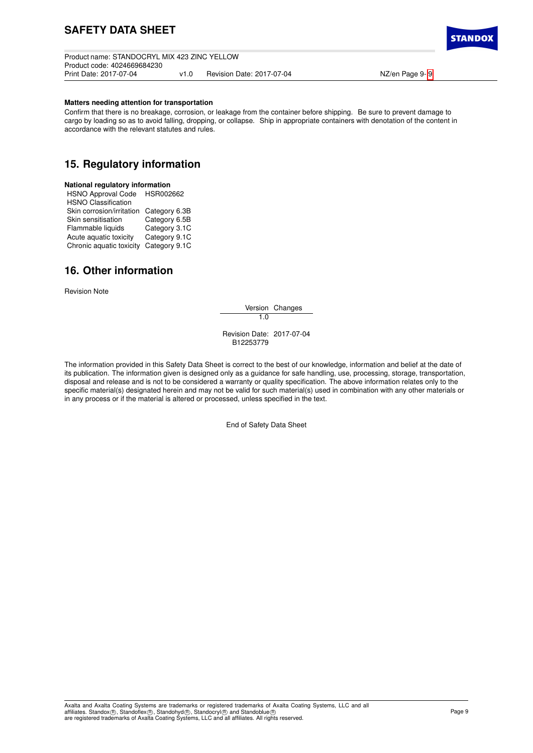**Matters needing attention for transportation**

Confirm that there is no breakage, corrosion, or leakage from the container before shipping. Be sure to prevent damage to cargo by loading so as to avoid falling, dropping, or collapse. Ship in appropriate containers with denotation of the content in accordance with the relevant statutes and rules.

## 15. Regulatory information

**National regulatory information**

| | |
|---|---|
| HSNO Approval Code | HSR002662 |
| HSNO Classification | |
| Skin corrosion/irritation | Category 6.3B |
| Skin sensitisation | Category 6.5B |
| Flammable liquids | Category 3.1C |
| Acute aquatic toxicity | Category 9.1C |
| Chronic aquatic toxicity | Category 9.1C |

## 16. Other information

Revision Note

| Version | Changes |
|---|---|
| 1.0 | |

Revision Date: 2017-07-04
B12253779

The information provided in this Safety Data Sheet is correct to the best of our knowledge, information and belief at the date of its publication. The information given is designed only as a guidance for safe handling, use, processing, storage, transportation, disposal and release and is not to be considered a warranty or quality specification. The above information relates only to the specific material(s) designated herein and may not be valid for such material(s) used in combination with any other materials or in any process or if the material is altered or processed, unless specified in the text.

End of Safety Data Sheet